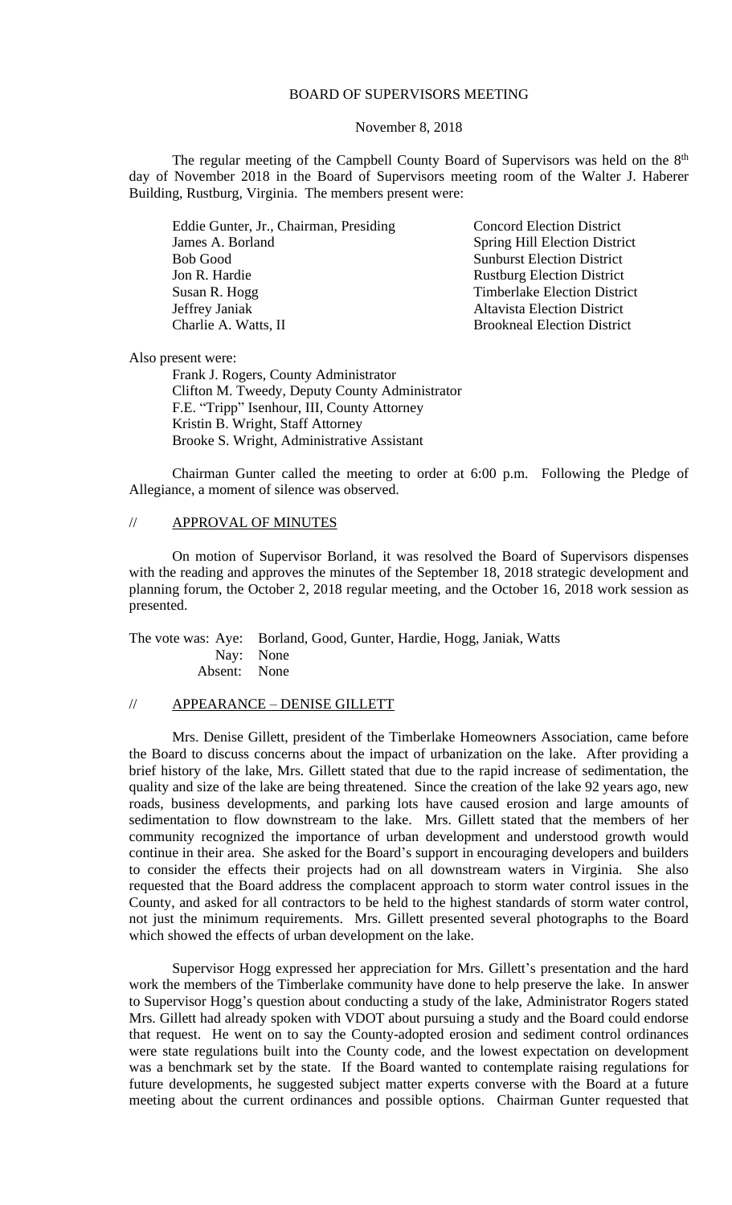# BOARD OF SUPERVISORS MEETING

November 8, 2018

The regular meeting of the Campbell County Board of Supervisors was held on the 8th day of November 2018 in the Board of Supervisors meeting room of the Walter J. Haberer Building, Rustburg, Virginia. The members present were:

| | |
|---|---|
| Eddie Gunter, Jr., Chairman, Presiding | Concord Election District |
| James A. Borland | Spring Hill Election District |
| Bob Good | Sunburst Election District |
| Jon R. Hardie | Rustburg Election District |
| Susan R. Hogg | Timberlake Election District |
| Jeffrey Janiak | Altavista Election District |
| Charlie A. Watts, II | Brookneal Election District |

Also present were:

Frank J. Rogers, County Administrator
Clifton M. Tweedy, Deputy County Administrator
F.E. "Tripp" Isenhour, III, County Attorney
Kristin B. Wright, Staff Attorney
Brooke S. Wright, Administrative Assistant

Chairman Gunter called the meeting to order at 6:00 p.m. Following the Pledge of Allegiance, a moment of silence was observed.

## // APPROVAL OF MINUTES

On motion of Supervisor Borland, it was resolved the Board of Supervisors dispenses with the reading and approves the minutes of the September 18, 2018 strategic development and planning forum, the October 2, 2018 regular meeting, and the October 16, 2018 work session as presented.

The vote was: Aye: Borland, Good, Gunter, Hardie, Hogg, Janiak, Watts
Nay: None
Absent: None

## // APPEARANCE – DENISE GILLETT

Mrs. Denise Gillett, president of the Timberlake Homeowners Association, came before the Board to discuss concerns about the impact of urbanization on the lake. After providing a brief history of the lake, Mrs. Gillett stated that due to the rapid increase of sedimentation, the quality and size of the lake are being threatened. Since the creation of the lake 92 years ago, new roads, business developments, and parking lots have caused erosion and large amounts of sedimentation to flow downstream to the lake. Mrs. Gillett stated that the members of her community recognized the importance of urban development and understood growth would continue in their area. She asked for the Board's support in encouraging developers and builders to consider the effects their projects had on all downstream waters in Virginia. She also requested that the Board address the complacent approach to storm water control issues in the County, and asked for all contractors to be held to the highest standards of storm water control, not just the minimum requirements. Mrs. Gillett presented several photographs to the Board which showed the effects of urban development on the lake.

Supervisor Hogg expressed her appreciation for Mrs. Gillett's presentation and the hard work the members of the Timberlake community have done to help preserve the lake. In answer to Supervisor Hogg's question about conducting a study of the lake, Administrator Rogers stated Mrs. Gillett had already spoken with VDOT about pursuing a study and the Board could endorse that request. He went on to say the County-adopted erosion and sediment control ordinances were state regulations built into the County code, and the lowest expectation on development was a benchmark set by the state. If the Board wanted to contemplate raising regulations for future developments, he suggested subject matter experts converse with the Board at a future meeting about the current ordinances and possible options. Chairman Gunter requested that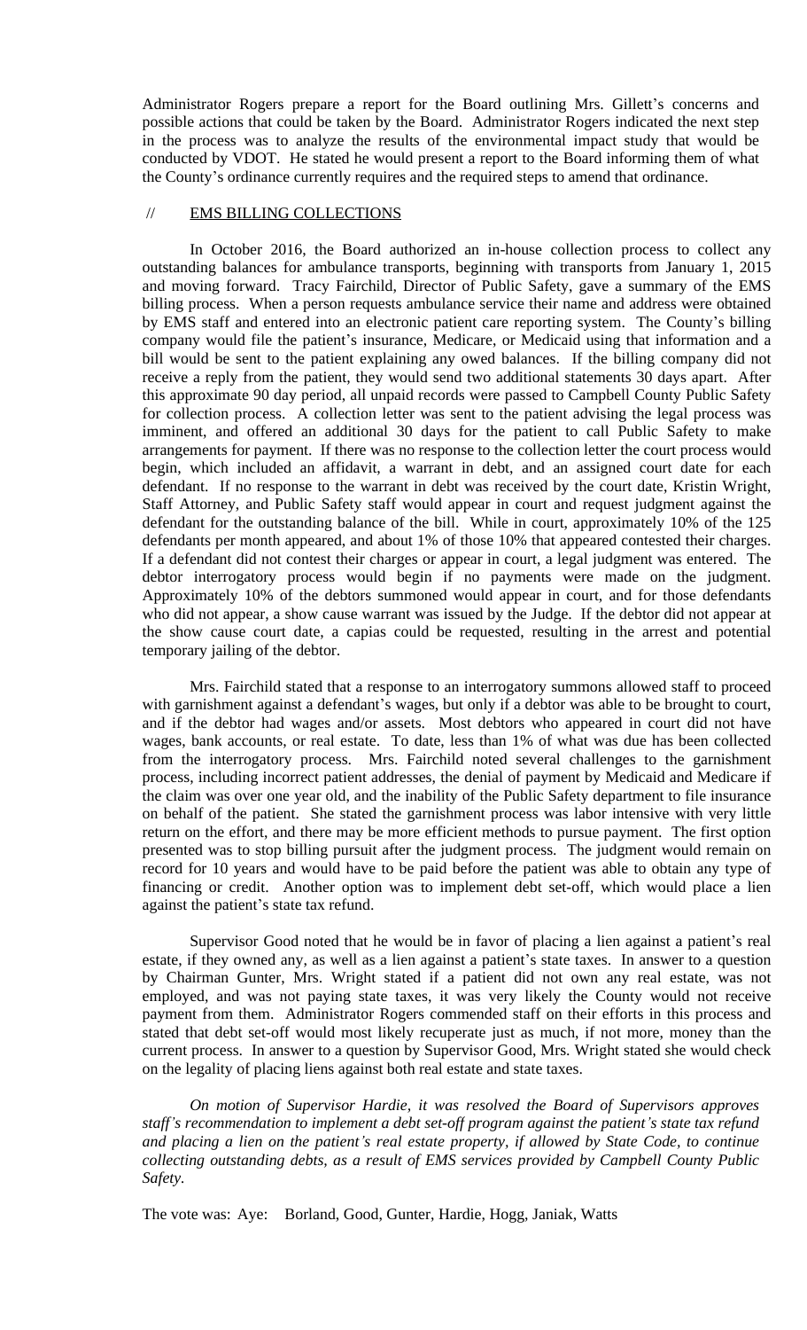Administrator Rogers prepare a report for the Board outlining Mrs. Gillett's concerns and possible actions that could be taken by the Board. Administrator Rogers indicated the next step in the process was to analyze the results of the environmental impact study that would be conducted by VDOT. He stated he would present a report to the Board informing them of what the County's ordinance currently requires and the required steps to amend that ordinance.

// EMS BILLING COLLECTIONS

In October 2016, the Board authorized an in-house collection process to collect any outstanding balances for ambulance transports, beginning with transports from January 1, 2015 and moving forward. Tracy Fairchild, Director of Public Safety, gave a summary of the EMS billing process. When a person requests ambulance service their name and address were obtained by EMS staff and entered into an electronic patient care reporting system. The County's billing company would file the patient's insurance, Medicare, or Medicaid using that information and a bill would be sent to the patient explaining any owed balances. If the billing company did not receive a reply from the patient, they would send two additional statements 30 days apart. After this approximate 90 day period, all unpaid records were passed to Campbell County Public Safety for collection process. A collection letter was sent to the patient advising the legal process was imminent, and offered an additional 30 days for the patient to call Public Safety to make arrangements for payment. If there was no response to the collection letter the court process would begin, which included an affidavit, a warrant in debt, and an assigned court date for each defendant. If no response to the warrant in debt was received by the court date, Kristin Wright, Staff Attorney, and Public Safety staff would appear in court and request judgment against the defendant for the outstanding balance of the bill. While in court, approximately 10% of the 125 defendants per month appeared, and about 1% of those 10% that appeared contested their charges. If a defendant did not contest their charges or appear in court, a legal judgment was entered. The debtor interrogatory process would begin if no payments were made on the judgment. Approximately 10% of the debtors summoned would appear in court, and for those defendants who did not appear, a show cause warrant was issued by the Judge. If the debtor did not appear at the show cause court date, a capias could be requested, resulting in the arrest and potential temporary jailing of the debtor.

Mrs. Fairchild stated that a response to an interrogatory summons allowed staff to proceed with garnishment against a defendant's wages, but only if a debtor was able to be brought to court, and if the debtor had wages and/or assets. Most debtors who appeared in court did not have wages, bank accounts, or real estate. To date, less than 1% of what was due has been collected from the interrogatory process. Mrs. Fairchild noted several challenges to the garnishment process, including incorrect patient addresses, the denial of payment by Medicaid and Medicare if the claim was over one year old, and the inability of the Public Safety department to file insurance on behalf of the patient. She stated the garnishment process was labor intensive with very little return on the effort, and there may be more efficient methods to pursue payment. The first option presented was to stop billing pursuit after the judgment process. The judgment would remain on record for 10 years and would have to be paid before the patient was able to obtain any type of financing or credit. Another option was to implement debt set-off, which would place a lien against the patient's state tax refund.

Supervisor Good noted that he would be in favor of placing a lien against a patient's real estate, if they owned any, as well as a lien against a patient's state taxes. In answer to a question by Chairman Gunter, Mrs. Wright stated if a patient did not own any real estate, was not employed, and was not paying state taxes, it was very likely the County would not receive payment from them. Administrator Rogers commended staff on their efforts in this process and stated that debt set-off would most likely recuperate just as much, if not more, money than the current process. In answer to a question by Supervisor Good, Mrs. Wright stated she would check on the legality of placing liens against both real estate and state taxes.

*On motion of Supervisor Hardie, it was resolved the Board of Supervisors approves staff's recommendation to implement a debt set-off program against the patient's state tax refund and placing a lien on the patient's real estate property, if allowed by State Code, to continue collecting outstanding debts, as a result of EMS services provided by Campbell County Public Safety.*

The vote was: Aye: Borland, Good, Gunter, Hardie, Hogg, Janiak, Watts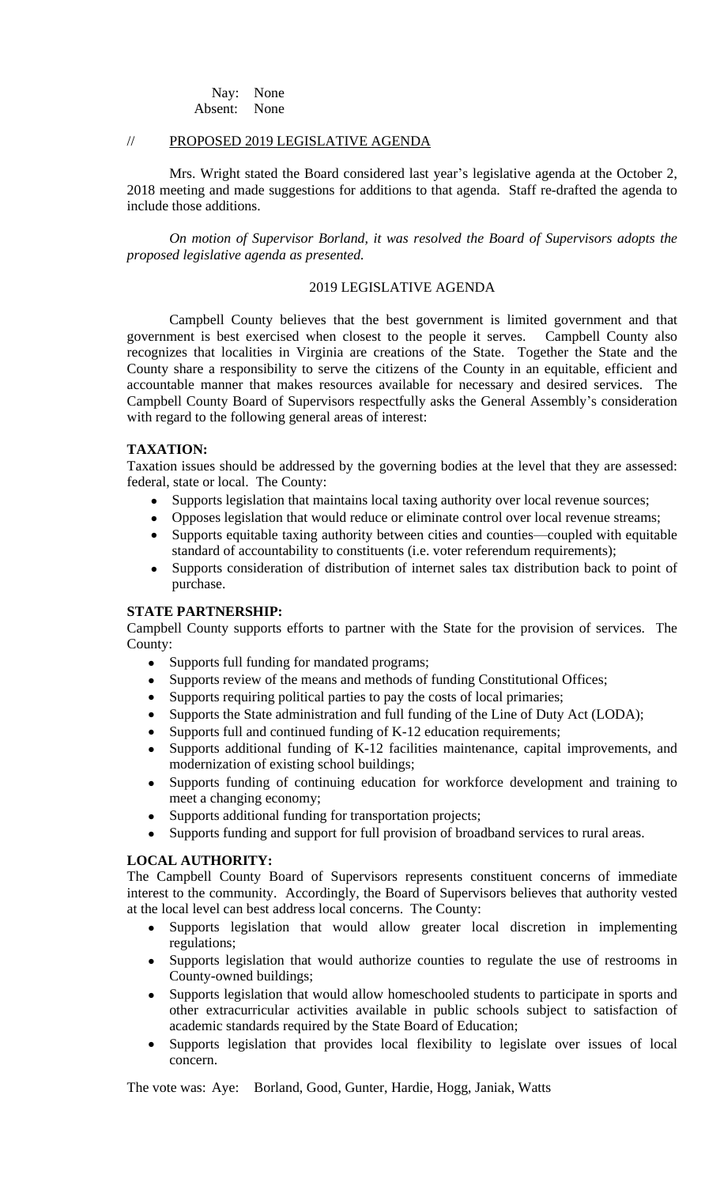Nay: None
Absent: None

// PROPOSED 2019 LEGISLATIVE AGENDA

Mrs. Wright stated the Board considered last year's legislative agenda at the October 2, 2018 meeting and made suggestions for additions to that agenda. Staff re-drafted the agenda to include those additions.

*On motion of Supervisor Borland, it was resolved the Board of Supervisors adopts the proposed legislative agenda as presented.*

2019 LEGISLATIVE AGENDA

Campbell County believes that the best government is limited government and that government is best exercised when closest to the people it serves. Campbell County also recognizes that localities in Virginia are creations of the State. Together the State and the County share a responsibility to serve the citizens of the County in an equitable, efficient and accountable manner that makes resources available for necessary and desired services. The Campbell County Board of Supervisors respectfully asks the General Assembly's consideration with regard to the following general areas of interest:

**TAXATION:**
Taxation issues should be addressed by the governing bodies at the level that they are assessed: federal, state or local. The County:

- Supports legislation that maintains local taxing authority over local revenue sources;
- Opposes legislation that would reduce or eliminate control over local revenue streams;
- Supports equitable taxing authority between cities and counties—coupled with equitable standard of accountability to constituents (i.e. voter referendum requirements);
- Supports consideration of distribution of internet sales tax distribution back to point of purchase.

**STATE PARTNERSHIP:**
Campbell County supports efforts to partner with the State for the provision of services. The County:

- Supports full funding for mandated programs;
- Supports review of the means and methods of funding Constitutional Offices;
- Supports requiring political parties to pay the costs of local primaries;
- Supports the State administration and full funding of the Line of Duty Act (LODA);
- Supports full and continued funding of K-12 education requirements;
- Supports additional funding of K-12 facilities maintenance, capital improvements, and modernization of existing school buildings;
- Supports funding of continuing education for workforce development and training to meet a changing economy;
- Supports additional funding for transportation projects;
- Supports funding and support for full provision of broadband services to rural areas.

**LOCAL AUTHORITY:**
The Campbell County Board of Supervisors represents constituent concerns of immediate interest to the community. Accordingly, the Board of Supervisors believes that authority vested at the local level can best address local concerns. The County:

- Supports legislation that would allow greater local discretion in implementing regulations;
- Supports legislation that would authorize counties to regulate the use of restrooms in County-owned buildings;
- Supports legislation that would allow homeschooled students to participate in sports and other extracurricular activities available in public schools subject to satisfaction of academic standards required by the State Board of Education;
- Supports legislation that provides local flexibility to legislate over issues of local concern.

The vote was: Aye: Borland, Good, Gunter, Hardie, Hogg, Janiak, Watts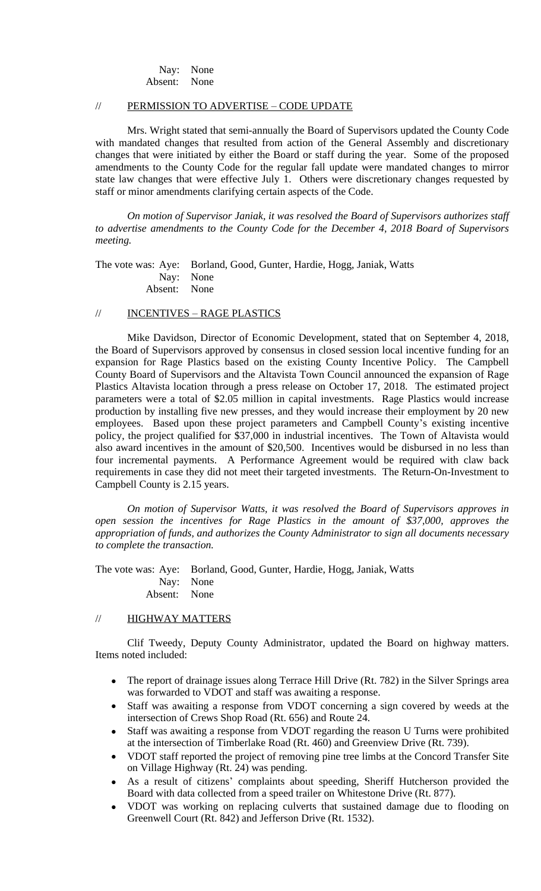Nay: None
Absent: None

// PERMISSION TO ADVERTISE – CODE UPDATE

Mrs. Wright stated that semi-annually the Board of Supervisors updated the County Code with mandated changes that resulted from action of the General Assembly and discretionary changes that were initiated by either the Board or staff during the year. Some of the proposed amendments to the County Code for the regular fall update were mandated changes to mirror state law changes that were effective July 1. Others were discretionary changes requested by staff or minor amendments clarifying certain aspects of the Code.

*On motion of Supervisor Janiak, it was resolved the Board of Supervisors authorizes staff to advertise amendments to the County Code for the December 4, 2018 Board of Supervisors meeting.*

The vote was: Aye: Borland, Good, Gunter, Hardie, Hogg, Janiak, Watts
Nay: None
Absent: None

// INCENTIVES – RAGE PLASTICS

Mike Davidson, Director of Economic Development, stated that on September 4, 2018, the Board of Supervisors approved by consensus in closed session local incentive funding for an expansion for Rage Plastics based on the existing County Incentive Policy. The Campbell County Board of Supervisors and the Altavista Town Council announced the expansion of Rage Plastics Altavista location through a press release on October 17, 2018. The estimated project parameters were a total of $2.05 million in capital investments. Rage Plastics would increase production by installing five new presses, and they would increase their employment by 20 new employees. Based upon these project parameters and Campbell County's existing incentive policy, the project qualified for $37,000 in industrial incentives. The Town of Altavista would also award incentives in the amount of $20,500. Incentives would be disbursed in no less than four incremental payments. A Performance Agreement would be required with claw back requirements in case they did not meet their targeted investments. The Return-On-Investment to Campbell County is 2.15 years.

*On motion of Supervisor Watts, it was resolved the Board of Supervisors approves in open session the incentives for Rage Plastics in the amount of $37,000, approves the appropriation of funds, and authorizes the County Administrator to sign all documents necessary to complete the transaction.*

The vote was: Aye: Borland, Good, Gunter, Hardie, Hogg, Janiak, Watts
Nay: None
Absent: None

// HIGHWAY MATTERS

Clif Tweedy, Deputy County Administrator, updated the Board on highway matters. Items noted included:

- The report of drainage issues along Terrace Hill Drive (Rt. 782) in the Silver Springs area was forwarded to VDOT and staff was awaiting a response.
- Staff was awaiting a response from VDOT concerning a sign covered by weeds at the intersection of Crews Shop Road (Rt. 656) and Route 24.
- Staff was awaiting a response from VDOT regarding the reason U Turns were prohibited at the intersection of Timberlake Road (Rt. 460) and Greenview Drive (Rt. 739).
- VDOT staff reported the project of removing pine tree limbs at the Concord Transfer Site on Village Highway (Rt. 24) was pending.
- As a result of citizens' complaints about speeding, Sheriff Hutcherson provided the Board with data collected from a speed trailer on Whitestone Drive (Rt. 877).
- VDOT was working on replacing culverts that sustained damage due to flooding on Greenwell Court (Rt. 842) and Jefferson Drive (Rt. 1532).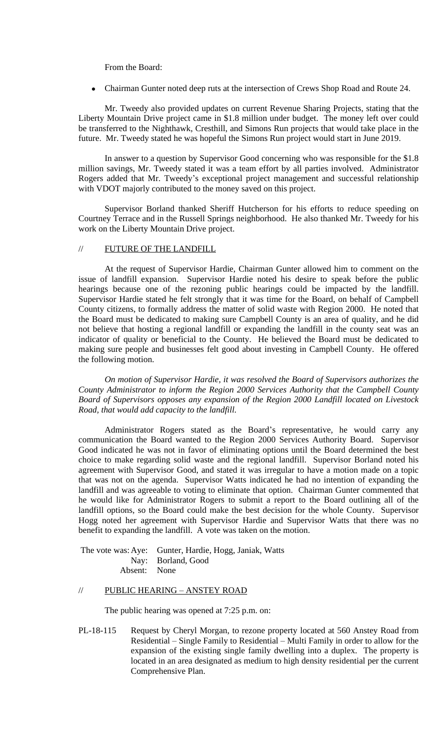From the Board:

- Chairman Gunter noted deep ruts at the intersection of Crews Shop Road and Route 24.

Mr. Tweedy also provided updates on current Revenue Sharing Projects, stating that the Liberty Mountain Drive project came in $1.8 million under budget. The money left over could be transferred to the Nighthawk, Cresthill, and Simons Run projects that would take place in the future. Mr. Tweedy stated he was hopeful the Simons Run project would start in June 2019.

In answer to a question by Supervisor Good concerning who was responsible for the $1.8 million savings, Mr. Tweedy stated it was a team effort by all parties involved. Administrator Rogers added that Mr. Tweedy's exceptional project management and successful relationship with VDOT majorly contributed to the money saved on this project.

Supervisor Borland thanked Sheriff Hutcherson for his efforts to reduce speeding on Courtney Terrace and in the Russell Springs neighborhood. He also thanked Mr. Tweedy for his work on the Liberty Mountain Drive project.

## // FUTURE OF THE LANDFILL

At the request of Supervisor Hardie, Chairman Gunter allowed him to comment on the issue of landfill expansion. Supervisor Hardie noted his desire to speak before the public hearings because one of the rezoning public hearings could be impacted by the landfill. Supervisor Hardie stated he felt strongly that it was time for the Board, on behalf of Campbell County citizens, to formally address the matter of solid waste with Region 2000. He noted that the Board must be dedicated to making sure Campbell County is an area of quality, and he did not believe that hosting a regional landfill or expanding the landfill in the county seat was an indicator of quality or beneficial to the County. He believed the Board must be dedicated to making sure people and businesses felt good about investing in Campbell County. He offered the following motion.

*On motion of Supervisor Hardie, it was resolved the Board of Supervisors authorizes the County Administrator to inform the Region 2000 Services Authority that the Campbell County Board of Supervisors opposes any expansion of the Region 2000 Landfill located on Livestock Road, that would add capacity to the landfill.*

Administrator Rogers stated as the Board's representative, he would carry any communication the Board wanted to the Region 2000 Services Authority Board. Supervisor Good indicated he was not in favor of eliminating options until the Board determined the best choice to make regarding solid waste and the regional landfill. Supervisor Borland noted his agreement with Supervisor Good, and stated it was irregular to have a motion made on a topic that was not on the agenda. Supervisor Watts indicated he had no intention of expanding the landfill and was agreeable to voting to eliminate that option. Chairman Gunter commented that he would like for Administrator Rogers to submit a report to the Board outlining all of the landfill options, so the Board could make the best decision for the whole County. Supervisor Hogg noted her agreement with Supervisor Hardie and Supervisor Watts that there was no benefit to expanding the landfill. A vote was taken on the motion.

The vote was: Aye: Gunter, Hardie, Hogg, Janiak, Watts
Nay: Borland, Good
Absent: None

## // PUBLIC HEARING – ANSTEY ROAD

The public hearing was opened at 7:25 p.m. on:

PL-18-115 Request by Cheryl Morgan, to rezone property located at 560 Anstey Road from Residential – Single Family to Residential – Multi Family in order to allow for the expansion of the existing single family dwelling into a duplex. The property is located in an area designated as medium to high density residential per the current Comprehensive Plan.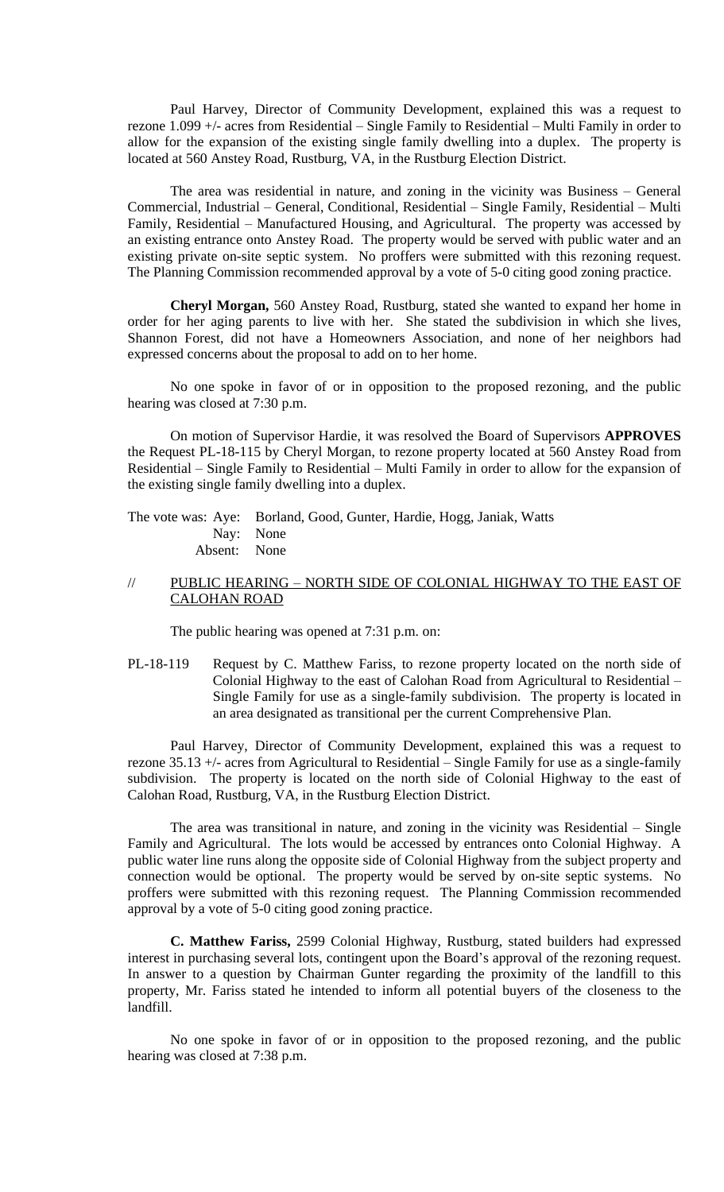Paul Harvey, Director of Community Development, explained this was a request to rezone 1.099 +/- acres from Residential – Single Family to Residential – Multi Family in order to allow for the expansion of the existing single family dwelling into a duplex. The property is located at 560 Anstey Road, Rustburg, VA, in the Rustburg Election District.

The area was residential in nature, and zoning in the vicinity was Business – General Commercial, Industrial – General, Conditional, Residential – Single Family, Residential – Multi Family, Residential – Manufactured Housing, and Agricultural. The property was accessed by an existing entrance onto Anstey Road. The property would be served with public water and an existing private on-site septic system. No proffers were submitted with this rezoning request. The Planning Commission recommended approval by a vote of 5-0 citing good zoning practice.

**Cheryl Morgan,** 560 Anstey Road, Rustburg, stated she wanted to expand her home in order for her aging parents to live with her. She stated the subdivision in which she lives, Shannon Forest, did not have a Homeowners Association, and none of her neighbors had expressed concerns about the proposal to add on to her home.

No one spoke in favor of or in opposition to the proposed rezoning, and the public hearing was closed at 7:30 p.m.

On motion of Supervisor Hardie, it was resolved the Board of Supervisors **APPROVES** the Request PL-18-115 by Cheryl Morgan, to rezone property located at 560 Anstey Road from Residential – Single Family to Residential – Multi Family in order to allow for the expansion of the existing single family dwelling into a duplex.

The vote was: Aye: Borland, Good, Gunter, Hardie, Hogg, Janiak, Watts
Nay: None
Absent: None

// PUBLIC HEARING – NORTH SIDE OF COLONIAL HIGHWAY TO THE EAST OF CALOHAN ROAD

The public hearing was opened at 7:31 p.m. on:

PL-18-119 Request by C. Matthew Fariss, to rezone property located on the north side of Colonial Highway to the east of Calohan Road from Agricultural to Residential – Single Family for use as a single-family subdivision. The property is located in an area designated as transitional per the current Comprehensive Plan.

Paul Harvey, Director of Community Development, explained this was a request to rezone 35.13 +/- acres from Agricultural to Residential – Single Family for use as a single-family subdivision. The property is located on the north side of Colonial Highway to the east of Calohan Road, Rustburg, VA, in the Rustburg Election District.

The area was transitional in nature, and zoning in the vicinity was Residential – Single Family and Agricultural. The lots would be accessed by entrances onto Colonial Highway. A public water line runs along the opposite side of Colonial Highway from the subject property and connection would be optional. The property would be served by on-site septic systems. No proffers were submitted with this rezoning request. The Planning Commission recommended approval by a vote of 5-0 citing good zoning practice.

**C. Matthew Fariss,** 2599 Colonial Highway, Rustburg, stated builders had expressed interest in purchasing several lots, contingent upon the Board's approval of the rezoning request. In answer to a question by Chairman Gunter regarding the proximity of the landfill to this property, Mr. Fariss stated he intended to inform all potential buyers of the closeness to the landfill.

No one spoke in favor of or in opposition to the proposed rezoning, and the public hearing was closed at 7:38 p.m.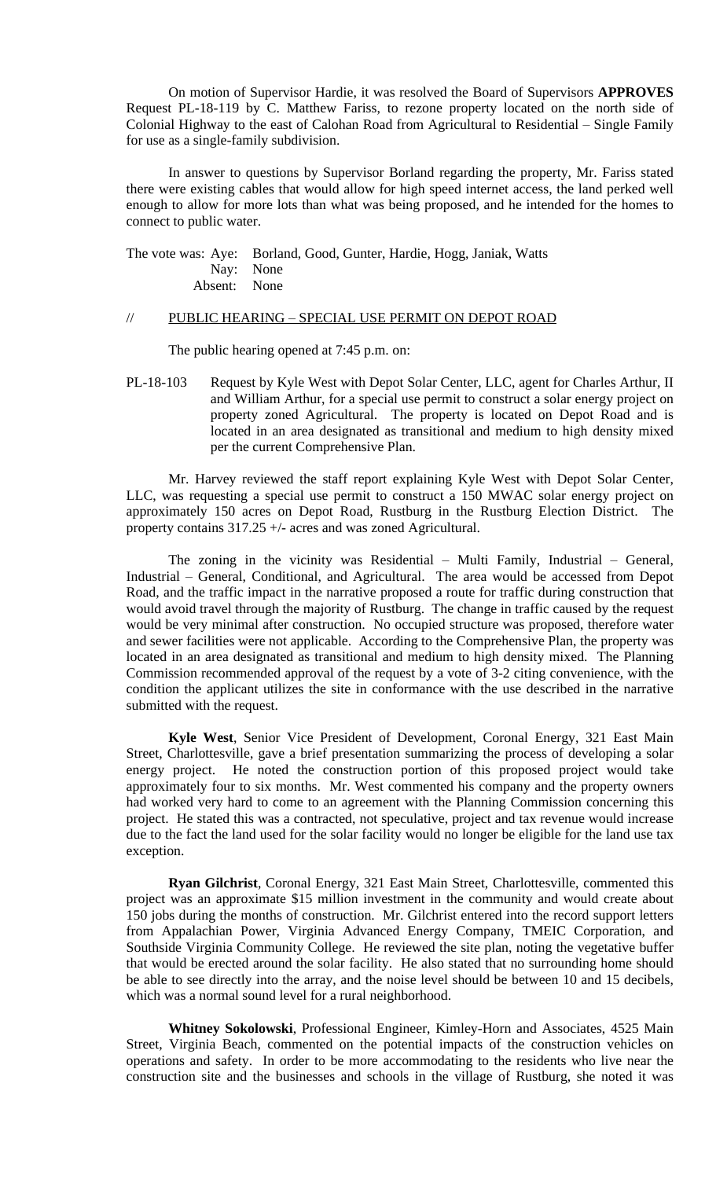On motion of Supervisor Hardie, it was resolved the Board of Supervisors **APPROVES** Request PL-18-119 by C. Matthew Fariss, to rezone property located on the north side of Colonial Highway to the east of Calohan Road from Agricultural to Residential – Single Family for use as a single-family subdivision.

In answer to questions by Supervisor Borland regarding the property, Mr. Fariss stated there were existing cables that would allow for high speed internet access, the land perked well enough to allow for more lots than what was being proposed, and he intended for the homes to connect to public water.

The vote was: Aye: Borland, Good, Gunter, Hardie, Hogg, Janiak, Watts
Nay: None
Absent: None

// PUBLIC HEARING – SPECIAL USE PERMIT ON DEPOT ROAD

The public hearing opened at 7:45 p.m. on:

PL-18-103 Request by Kyle West with Depot Solar Center, LLC, agent for Charles Arthur, II and William Arthur, for a special use permit to construct a solar energy project on property zoned Agricultural. The property is located on Depot Road and is located in an area designated as transitional and medium to high density mixed per the current Comprehensive Plan.

Mr. Harvey reviewed the staff report explaining Kyle West with Depot Solar Center, LLC, was requesting a special use permit to construct a 150 MWAC solar energy project on approximately 150 acres on Depot Road, Rustburg in the Rustburg Election District. The property contains 317.25 +/- acres and was zoned Agricultural.

The zoning in the vicinity was Residential – Multi Family, Industrial – General, Industrial – General, Conditional, and Agricultural. The area would be accessed from Depot Road, and the traffic impact in the narrative proposed a route for traffic during construction that would avoid travel through the majority of Rustburg. The change in traffic caused by the request would be very minimal after construction. No occupied structure was proposed, therefore water and sewer facilities were not applicable. According to the Comprehensive Plan, the property was located in an area designated as transitional and medium to high density mixed. The Planning Commission recommended approval of the request by a vote of 3-2 citing convenience, with the condition the applicant utilizes the site in conformance with the use described in the narrative submitted with the request.

**Kyle West**, Senior Vice President of Development, Coronal Energy, 321 East Main Street, Charlottesville, gave a brief presentation summarizing the process of developing a solar energy project. He noted the construction portion of this proposed project would take approximately four to six months. Mr. West commented his company and the property owners had worked very hard to come to an agreement with the Planning Commission concerning this project. He stated this was a contracted, not speculative, project and tax revenue would increase due to the fact the land used for the solar facility would no longer be eligible for the land use tax exception.

**Ryan Gilchrist**, Coronal Energy, 321 East Main Street, Charlottesville, commented this project was an approximate $15 million investment in the community and would create about 150 jobs during the months of construction. Mr. Gilchrist entered into the record support letters from Appalachian Power, Virginia Advanced Energy Company, TMEIC Corporation, and Southside Virginia Community College. He reviewed the site plan, noting the vegetative buffer that would be erected around the solar facility. He also stated that no surrounding home should be able to see directly into the array, and the noise level should be between 10 and 15 decibels, which was a normal sound level for a rural neighborhood.

**Whitney Sokolowski**, Professional Engineer, Kimley-Horn and Associates, 4525 Main Street, Virginia Beach, commented on the potential impacts of the construction vehicles on operations and safety. In order to be more accommodating to the residents who live near the construction site and the businesses and schools in the village of Rustburg, she noted it was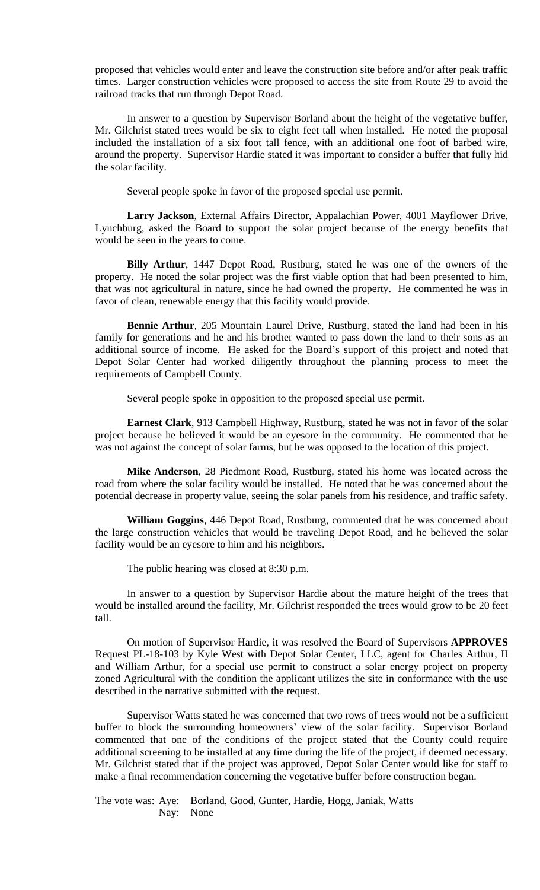proposed that vehicles would enter and leave the construction site before and/or after peak traffic times. Larger construction vehicles were proposed to access the site from Route 29 to avoid the railroad tracks that run through Depot Road.

In answer to a question by Supervisor Borland about the height of the vegetative buffer, Mr. Gilchrist stated trees would be six to eight feet tall when installed. He noted the proposal included the installation of a six foot tall fence, with an additional one foot of barbed wire, around the property. Supervisor Hardie stated it was important to consider a buffer that fully hid the solar facility.

Several people spoke in favor of the proposed special use permit.

**Larry Jackson**, External Affairs Director, Appalachian Power, 4001 Mayflower Drive, Lynchburg, asked the Board to support the solar project because of the energy benefits that would be seen in the years to come.

**Billy Arthur**, 1447 Depot Road, Rustburg, stated he was one of the owners of the property. He noted the solar project was the first viable option that had been presented to him, that was not agricultural in nature, since he had owned the property. He commented he was in favor of clean, renewable energy that this facility would provide.

**Bennie Arthur**, 205 Mountain Laurel Drive, Rustburg, stated the land had been in his family for generations and he and his brother wanted to pass down the land to their sons as an additional source of income. He asked for the Board's support of this project and noted that Depot Solar Center had worked diligently throughout the planning process to meet the requirements of Campbell County.

Several people spoke in opposition to the proposed special use permit.

**Earnest Clark**, 913 Campbell Highway, Rustburg, stated he was not in favor of the solar project because he believed it would be an eyesore in the community. He commented that he was not against the concept of solar farms, but he was opposed to the location of this project.

**Mike Anderson**, 28 Piedmont Road, Rustburg, stated his home was located across the road from where the solar facility would be installed. He noted that he was concerned about the potential decrease in property value, seeing the solar panels from his residence, and traffic safety.

**William Goggins**, 446 Depot Road, Rustburg, commented that he was concerned about the large construction vehicles that would be traveling Depot Road, and he believed the solar facility would be an eyesore to him and his neighbors.

The public hearing was closed at 8:30 p.m.

In answer to a question by Supervisor Hardie about the mature height of the trees that would be installed around the facility, Mr. Gilchrist responded the trees would grow to be 20 feet tall.

On motion of Supervisor Hardie, it was resolved the Board of Supervisors **APPROVES** Request PL-18-103 by Kyle West with Depot Solar Center, LLC, agent for Charles Arthur, II and William Arthur, for a special use permit to construct a solar energy project on property zoned Agricultural with the condition the applicant utilizes the site in conformance with the use described in the narrative submitted with the request.

Supervisor Watts stated he was concerned that two rows of trees would not be a sufficient buffer to block the surrounding homeowners' view of the solar facility. Supervisor Borland commented that one of the conditions of the project stated that the County could require additional screening to be installed at any time during the life of the project, if deemed necessary. Mr. Gilchrist stated that if the project was approved, Depot Solar Center would like for staff to make a final recommendation concerning the vegetative buffer before construction began.

The vote was: Aye: Borland, Good, Gunter, Hardie, Hogg, Janiak, Watts
Nay: None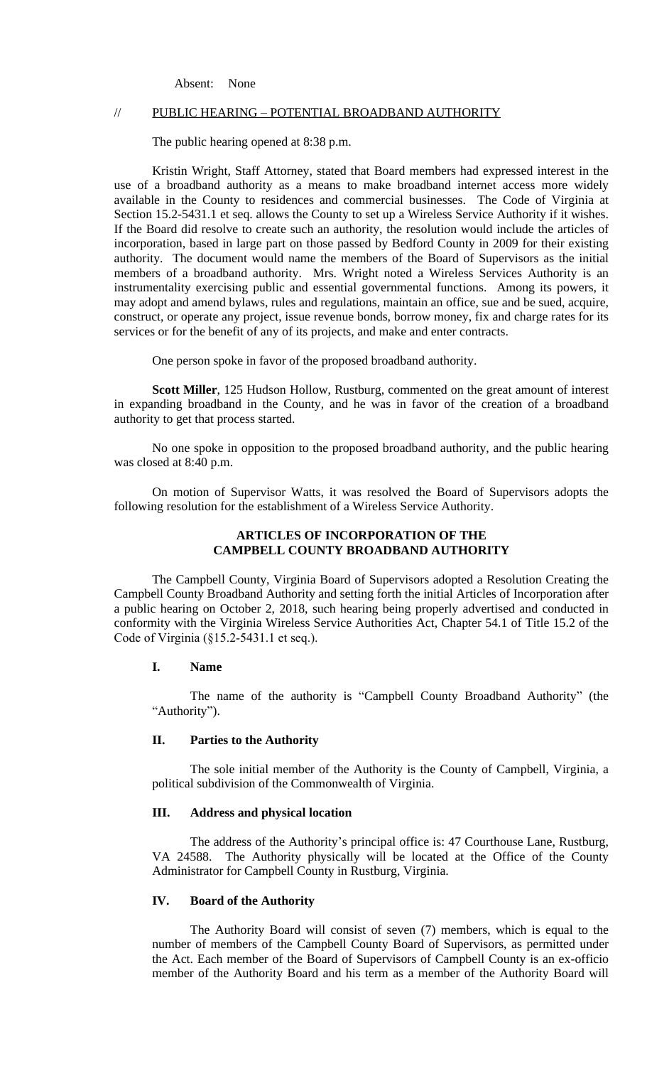Absent: None

// PUBLIC HEARING – POTENTIAL BROADBAND AUTHORITY

The public hearing opened at 8:38 p.m.

Kristin Wright, Staff Attorney, stated that Board members had expressed interest in the use of a broadband authority as a means to make broadband internet access more widely available in the County to residences and commercial businesses. The Code of Virginia at Section 15.2-5431.1 et seq. allows the County to set up a Wireless Service Authority if it wishes. If the Board did resolve to create such an authority, the resolution would include the articles of incorporation, based in large part on those passed by Bedford County in 2009 for their existing authority. The document would name the members of the Board of Supervisors as the initial members of a broadband authority. Mrs. Wright noted a Wireless Services Authority is an instrumentality exercising public and essential governmental functions. Among its powers, it may adopt and amend bylaws, rules and regulations, maintain an office, sue and be sued, acquire, construct, or operate any project, issue revenue bonds, borrow money, fix and charge rates for its services or for the benefit of any of its projects, and make and enter contracts.

One person spoke in favor of the proposed broadband authority.

**Scott Miller**, 125 Hudson Hollow, Rustburg, commented on the great amount of interest in expanding broadband in the County, and he was in favor of the creation of a broadband authority to get that process started.

No one spoke in opposition to the proposed broadband authority, and the public hearing was closed at 8:40 p.m.

On motion of Supervisor Watts, it was resolved the Board of Supervisors adopts the following resolution for the establishment of a Wireless Service Authority.

**ARTICLES OF INCORPORATION OF THE CAMPBELL COUNTY BROADBAND AUTHORITY**

The Campbell County, Virginia Board of Supervisors adopted a Resolution Creating the Campbell County Broadband Authority and setting forth the initial Articles of Incorporation after a public hearing on October 2, 2018, such hearing being properly advertised and conducted in conformity with the Virginia Wireless Service Authorities Act, Chapter 54.1 of Title 15.2 of the Code of Virginia (§15.2-5431.1 et seq.).

**I. Name**

The name of the authority is "Campbell County Broadband Authority" (the "Authority").

**II. Parties to the Authority**

The sole initial member of the Authority is the County of Campbell, Virginia, a political subdivision of the Commonwealth of Virginia.

**III. Address and physical location**

The address of the Authority's principal office is: 47 Courthouse Lane, Rustburg, VA 24588. The Authority physically will be located at the Office of the County Administrator for Campbell County in Rustburg, Virginia.

**IV. Board of the Authority**

The Authority Board will consist of seven (7) members, which is equal to the number of members of the Campbell County Board of Supervisors, as permitted under the Act. Each member of the Board of Supervisors of Campbell County is an ex-officio member of the Authority Board and his term as a member of the Authority Board will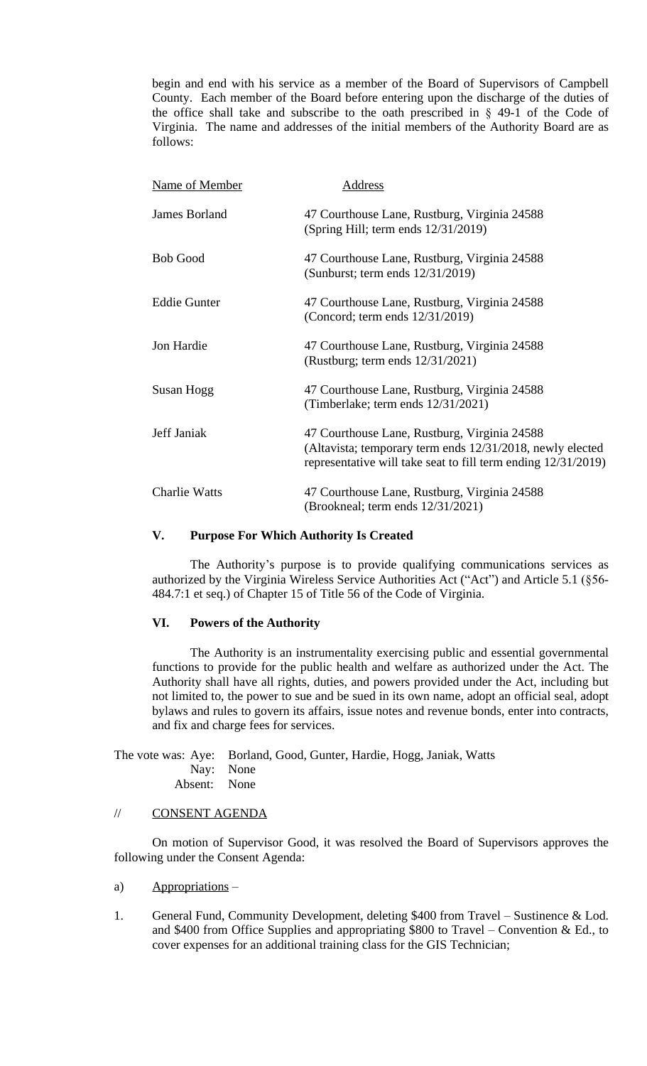begin and end with his service as a member of the Board of Supervisors of Campbell County. Each member of the Board before entering upon the discharge of the duties of the office shall take and subscribe to the oath prescribed in § 49-1 of the Code of Virginia. The name and addresses of the initial members of the Authority Board are as follows:

| Name of Member | Address |
|---|---|
| James Borland | 47 Courthouse Lane, Rustburg, Virginia 24588 (Spring Hill; term ends 12/31/2019) |
| Bob Good | 47 Courthouse Lane, Rustburg, Virginia 24588 (Sunburst; term ends 12/31/2019) |
| Eddie Gunter | 47 Courthouse Lane, Rustburg, Virginia 24588 (Concord; term ends 12/31/2019) |
| Jon Hardie | 47 Courthouse Lane, Rustburg, Virginia 24588 (Rustburg; term ends 12/31/2021) |
| Susan Hogg | 47 Courthouse Lane, Rustburg, Virginia 24588 (Timberlake; term ends 12/31/2021) |
| Jeff Janiak | 47 Courthouse Lane, Rustburg, Virginia 24588 (Altavista; temporary term ends 12/31/2018, newly elected representative will take seat to fill term ending 12/31/2019) |
| Charlie Watts | 47 Courthouse Lane, Rustburg, Virginia 24588 (Brookneal; term ends 12/31/2021) |

### V. Purpose For Which Authority Is Created

The Authority's purpose is to provide qualifying communications services as authorized by the Virginia Wireless Service Authorities Act ("Act") and Article 5.1 (§56-484.7:1 et seq.) of Chapter 15 of Title 56 of the Code of Virginia.

### VI. Powers of the Authority

The Authority is an instrumentality exercising public and essential governmental functions to provide for the public health and welfare as authorized under the Act. The Authority shall have all rights, duties, and powers provided under the Act, including but not limited to, the power to sue and be sued in its own name, adopt an official seal, adopt bylaws and rules to govern its affairs, issue notes and revenue bonds, enter into contracts, and fix and charge fees for services.

The vote was: Aye: Borland, Good, Gunter, Hardie, Hogg, Janiak, Watts
Nay: None
Absent: None

// CONSENT AGENDA

On motion of Supervisor Good, it was resolved the Board of Supervisors approves the following under the Consent Agenda:

a) Appropriations –

1. General Fund, Community Development, deleting $400 from Travel – Sustinence & Lod. and $400 from Office Supplies and appropriating $800 to Travel – Convention & Ed., to cover expenses for an additional training class for the GIS Technician;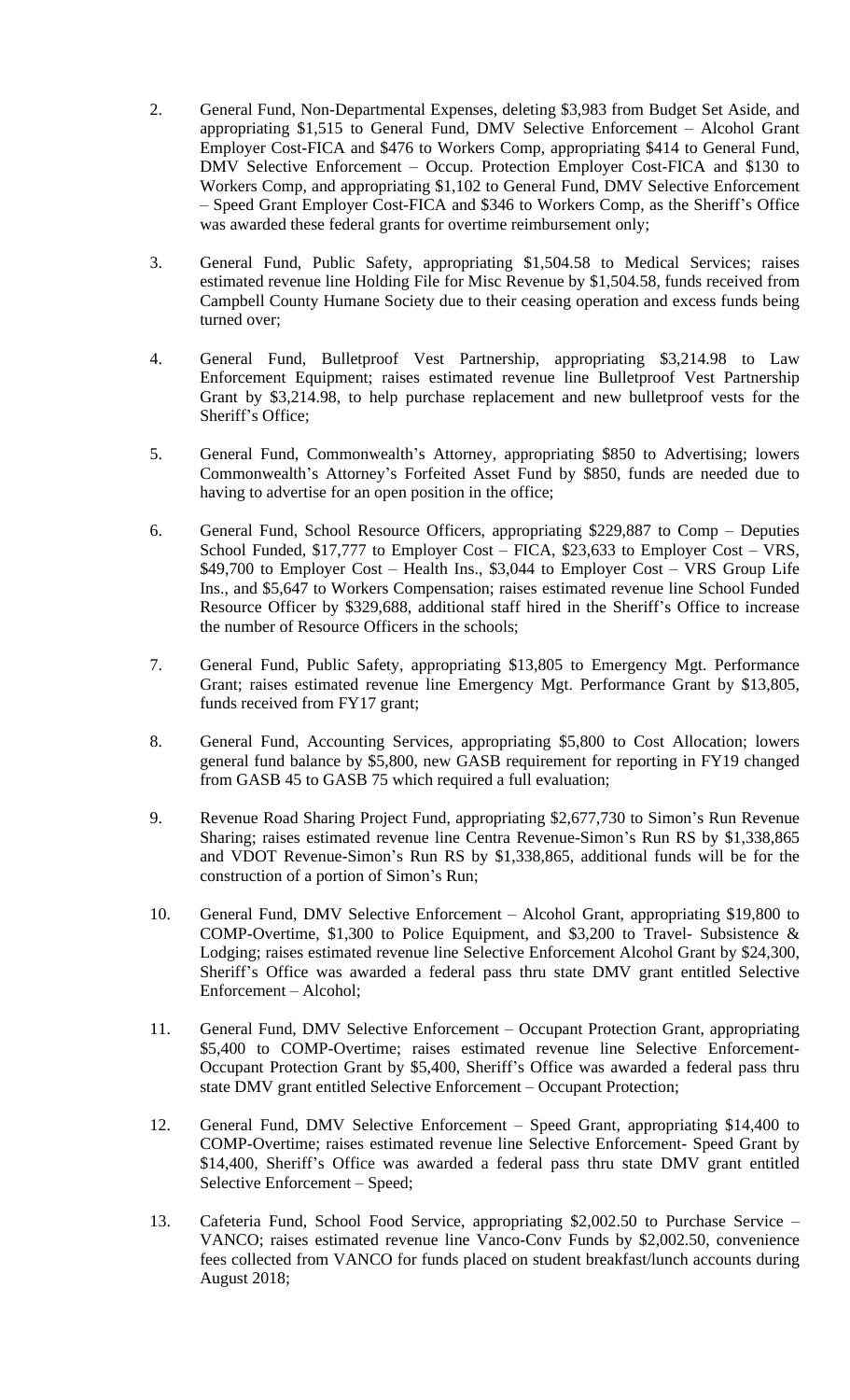2. General Fund, Non-Departmental Expenses, deleting $3,983 from Budget Set Aside, and appropriating $1,515 to General Fund, DMV Selective Enforcement – Alcohol Grant Employer Cost-FICA and $476 to Workers Comp, appropriating $414 to General Fund, DMV Selective Enforcement – Occup. Protection Employer Cost-FICA and $130 to Workers Comp, and appropriating $1,102 to General Fund, DMV Selective Enforcement – Speed Grant Employer Cost-FICA and $346 to Workers Comp, as the Sheriff's Office was awarded these federal grants for overtime reimbursement only;

3. General Fund, Public Safety, appropriating $1,504.58 to Medical Services; raises estimated revenue line Holding File for Misc Revenue by $1,504.58, funds received from Campbell County Humane Society due to their ceasing operation and excess funds being turned over;

4. General Fund, Bulletproof Vest Partnership, appropriating $3,214.98 to Law Enforcement Equipment; raises estimated revenue line Bulletproof Vest Partnership Grant by $3,214.98, to help purchase replacement and new bulletproof vests for the Sheriff's Office;

5. General Fund, Commonwealth's Attorney, appropriating $850 to Advertising; lowers Commonwealth's Attorney's Forfeited Asset Fund by $850, funds are needed due to having to advertise for an open position in the office;

6. General Fund, School Resource Officers, appropriating $229,887 to Comp – Deputies School Funded, $17,777 to Employer Cost – FICA, $23,633 to Employer Cost – VRS, $49,700 to Employer Cost – Health Ins., $3,044 to Employer Cost – VRS Group Life Ins., and $5,647 to Workers Compensation; raises estimated revenue line School Funded Resource Officer by $329,688, additional staff hired in the Sheriff's Office to increase the number of Resource Officers in the schools;

7. General Fund, Public Safety, appropriating $13,805 to Emergency Mgt. Performance Grant; raises estimated revenue line Emergency Mgt. Performance Grant by $13,805, funds received from FY17 grant;

8. General Fund, Accounting Services, appropriating $5,800 to Cost Allocation; lowers general fund balance by $5,800, new GASB requirement for reporting in FY19 changed from GASB 45 to GASB 75 which required a full evaluation;

9. Revenue Road Sharing Project Fund, appropriating $2,677,730 to Simon's Run Revenue Sharing; raises estimated revenue line Centra Revenue-Simon's Run RS by $1,338,865 and VDOT Revenue-Simon's Run RS by $1,338,865, additional funds will be for the construction of a portion of Simon's Run;

10. General Fund, DMV Selective Enforcement – Alcohol Grant, appropriating $19,800 to COMP-Overtime, $1,300 to Police Equipment, and $3,200 to Travel- Subsistence & Lodging; raises estimated revenue line Selective Enforcement Alcohol Grant by $24,300, Sheriff's Office was awarded a federal pass thru state DMV grant entitled Selective Enforcement – Alcohol;

11. General Fund, DMV Selective Enforcement – Occupant Protection Grant, appropriating $5,400 to COMP-Overtime; raises estimated revenue line Selective Enforcement-Occupant Protection Grant by $5,400, Sheriff's Office was awarded a federal pass thru state DMV grant entitled Selective Enforcement – Occupant Protection;

12. General Fund, DMV Selective Enforcement – Speed Grant, appropriating $14,400 to COMP-Overtime; raises estimated revenue line Selective Enforcement- Speed Grant by $14,400, Sheriff's Office was awarded a federal pass thru state DMV grant entitled Selective Enforcement – Speed;

13. Cafeteria Fund, School Food Service, appropriating $2,002.50 to Purchase Service – VANCO; raises estimated revenue line Vanco-Conv Funds by $2,002.50, convenience fees collected from VANCO for funds placed on student breakfast/lunch accounts during August 2018;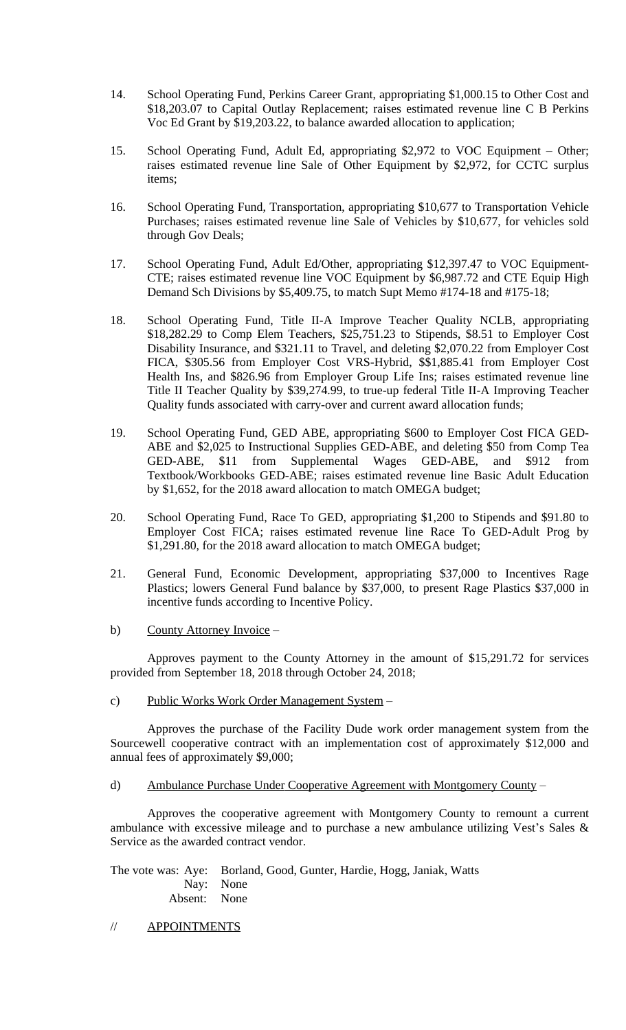14. School Operating Fund, Perkins Career Grant, appropriating $1,000.15 to Other Cost and $18,203.07 to Capital Outlay Replacement; raises estimated revenue line C B Perkins Voc Ed Grant by $19,203.22, to balance awarded allocation to application;

15. School Operating Fund, Adult Ed, appropriating $2,972 to VOC Equipment – Other; raises estimated revenue line Sale of Other Equipment by $2,972, for CCTC surplus items;

16. School Operating Fund, Transportation, appropriating $10,677 to Transportation Vehicle Purchases; raises estimated revenue line Sale of Vehicles by $10,677, for vehicles sold through Gov Deals;

17. School Operating Fund, Adult Ed/Other, appropriating $12,397.47 to VOC Equipment-CTE; raises estimated revenue line VOC Equipment by $6,987.72 and CTE Equip High Demand Sch Divisions by $5,409.75, to match Supt Memo #174-18 and #175-18;

18. School Operating Fund, Title II-A Improve Teacher Quality NCLB, appropriating $18,282.29 to Comp Elem Teachers, $25,751.23 to Stipends, $8.51 to Employer Cost Disability Insurance, and $321.11 to Travel, and deleting $2,070.22 from Employer Cost FICA, $305.56 from Employer Cost VRS-Hybrid, $$1,885.41 from Employer Cost Health Ins, and $826.96 from Employer Group Life Ins; raises estimated revenue line Title II Teacher Quality by $39,274.99, to true-up federal Title II-A Improving Teacher Quality funds associated with carry-over and current award allocation funds;

19. School Operating Fund, GED ABE, appropriating $600 to Employer Cost FICA GED-ABE and $2,025 to Instructional Supplies GED-ABE, and deleting $50 from Comp Tea GED-ABE, $11 from Supplemental Wages GED-ABE, and $912 from Textbook/Workbooks GED-ABE; raises estimated revenue line Basic Adult Education by $1,652, for the 2018 award allocation to match OMEGA budget;

20. School Operating Fund, Race To GED, appropriating $1,200 to Stipends and $91.80 to Employer Cost FICA; raises estimated revenue line Race To GED-Adult Prog by $1,291.80, for the 2018 award allocation to match OMEGA budget;

21. General Fund, Economic Development, appropriating $37,000 to Incentives Rage Plastics; lowers General Fund balance by $37,000, to present Rage Plastics $37,000 in incentive funds according to Incentive Policy.

b) <u>County Attorney Invoice</u> –

Approves payment to the County Attorney in the amount of $15,291.72 for services provided from September 18, 2018 through October 24, 2018;

c) <u>Public Works Work Order Management System</u> –

Approves the purchase of the Facility Dude work order management system from the Sourcewell cooperative contract with an implementation cost of approximately $12,000 and annual fees of approximately $9,000;

d) <u>Ambulance Purchase Under Cooperative Agreement with Montgomery County</u> –

Approves the cooperative agreement with Montgomery County to remount a current ambulance with excessive mileage and to purchase a new ambulance utilizing Vest's Sales & Service as the awarded contract vendor.

The vote was: Aye: Borland, Good, Gunter, Hardie, Hogg, Janiak, Watts
Nay: None
Absent: None

// <u>APPOINTMENTS</u>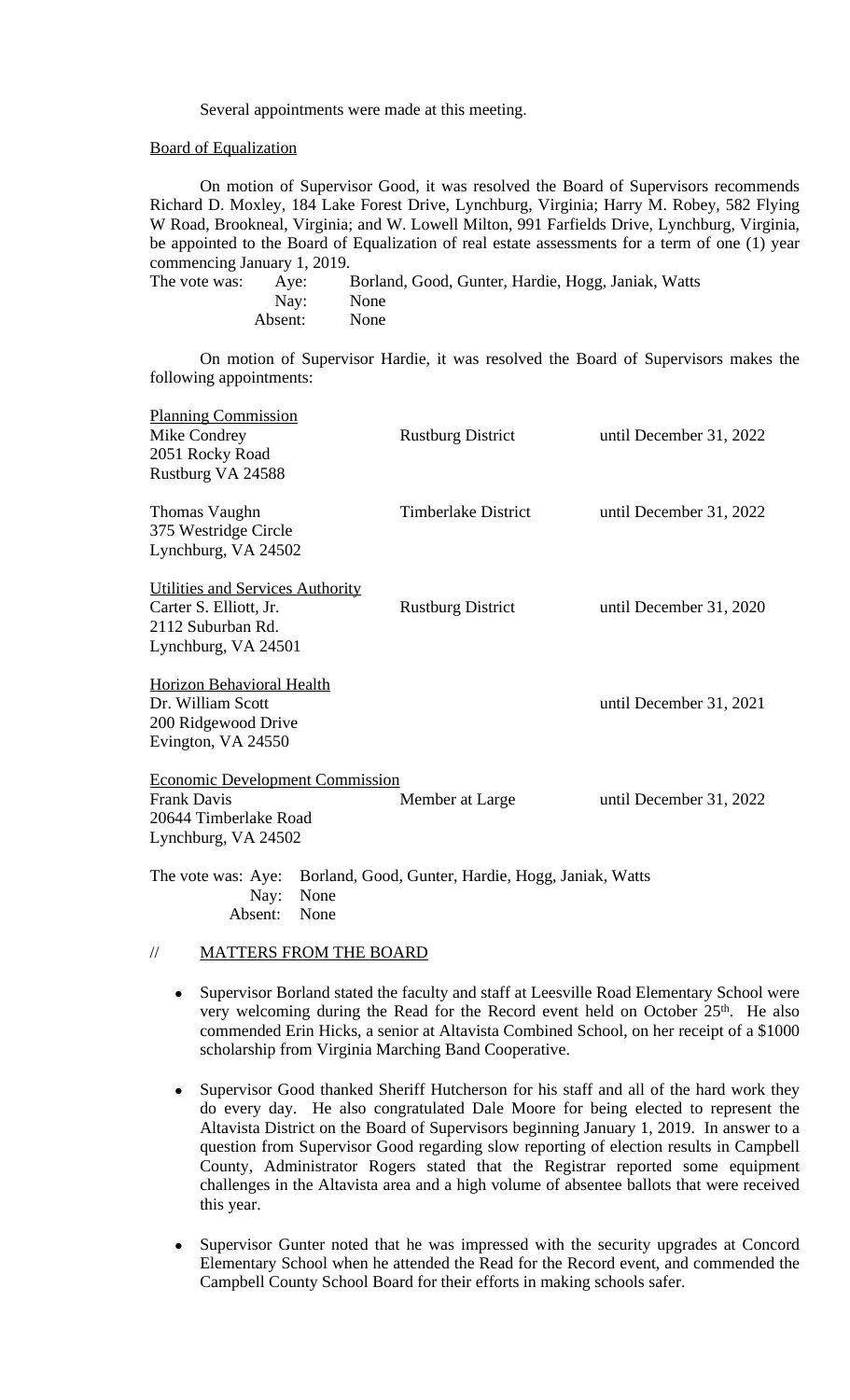Several appointments were made at this meeting.

Board of Equalization

On motion of Supervisor Good, it was resolved the Board of Supervisors recommends Richard D. Moxley, 184 Lake Forest Drive, Lynchburg, Virginia; Harry M. Robey, 582 Flying W Road, Brookneal, Virginia; and W. Lowell Milton, 991 Farfields Drive, Lynchburg, Virginia, be appointed to the Board of Equalization of real estate assessments for a term of one (1) year commencing January 1, 2019.

The vote was: Aye: Borland, Good, Gunter, Hardie, Hogg, Janiak, Watts
Nay: None
Absent: None

On motion of Supervisor Hardie, it was resolved the Board of Supervisors makes the following appointments:

Planning Commission

| | | |
|---|---|---|
| Mike Condrey<br>2051 Rocky Road<br>Rustburg VA 24588 | Rustburg District | until December 31, 2022 |
| Thomas Vaughn<br>375 Westridge Circle<br>Lynchburg, VA 24502 | Timberlake District | until December 31, 2022 |

Utilities and Services Authority

| | | |
|---|---|---|
| Carter S. Elliott, Jr.<br>2112 Suburban Rd.<br>Lynchburg, VA 24501 | Rustburg District | until December 31, 2020 |

Horizon Behavioral Health

| | | |
|---|---|---|
| Dr. William Scott<br>200 Ridgewood Drive<br>Evington, VA 24550 | | until December 31, 2021 |

Economic Development Commission

| | | |
|---|---|---|
| Frank Davis<br>20644 Timberlake Road<br>Lynchburg, VA 24502 | Member at Large | until December 31, 2022 |

The vote was: Aye: Borland, Good, Gunter, Hardie, Hogg, Janiak, Watts
Nay: None
Absent: None

// MATTERS FROM THE BOARD

- Supervisor Borland stated the faculty and staff at Leesville Road Elementary School were very welcoming during the Read for the Record event held on October 25th. He also commended Erin Hicks, a senior at Altavista Combined School, on her receipt of a $1000 scholarship from Virginia Marching Band Cooperative.

- Supervisor Good thanked Sheriff Hutcherson for his staff and all of the hard work they do every day. He also congratulated Dale Moore for being elected to represent the Altavista District on the Board of Supervisors beginning January 1, 2019. In answer to a question from Supervisor Good regarding slow reporting of election results in Campbell County, Administrator Rogers stated that the Registrar reported some equipment challenges in the Altavista area and a high volume of absentee ballots that were received this year.

- Supervisor Gunter noted that he was impressed with the security upgrades at Concord Elementary School when he attended the Read for the Record event, and commended the Campbell County School Board for their efforts in making schools safer.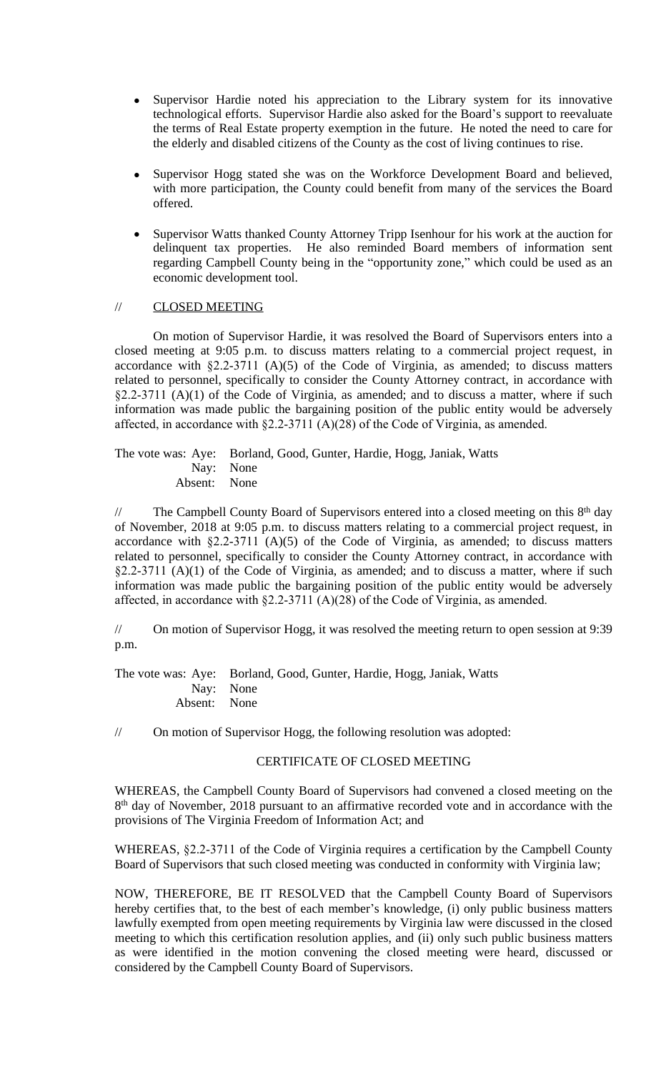- Supervisor Hardie noted his appreciation to the Library system for its innovative technological efforts. Supervisor Hardie also asked for the Board's support to reevaluate the terms of Real Estate property exemption in the future. He noted the need to care for the elderly and disabled citizens of the County as the cost of living continues to rise.

- Supervisor Hogg stated she was on the Workforce Development Board and believed, with more participation, the County could benefit from many of the services the Board offered.

- Supervisor Watts thanked County Attorney Tripp Isenhour for his work at the auction for delinquent tax properties. He also reminded Board members of information sent regarding Campbell County being in the "opportunity zone," which could be used as an economic development tool.

// CLOSED MEETING

On motion of Supervisor Hardie, it was resolved the Board of Supervisors enters into a closed meeting at 9:05 p.m. to discuss matters relating to a commercial project request, in accordance with §2.2-3711 (A)(5) of the Code of Virginia, as amended; to discuss matters related to personnel, specifically to consider the County Attorney contract, in accordance with §2.2-3711 (A)(1) of the Code of Virginia, as amended; and to discuss a matter, where if such information was made public the bargaining position of the public entity would be adversely affected, in accordance with §2.2-3711 (A)(28) of the Code of Virginia, as amended.

The vote was: Aye: Borland, Good, Gunter, Hardie, Hogg, Janiak, Watts
Nay: None
Absent: None

// The Campbell County Board of Supervisors entered into a closed meeting on this 8th day of November, 2018 at 9:05 p.m. to discuss matters relating to a commercial project request, in accordance with §2.2-3711 (A)(5) of the Code of Virginia, as amended; to discuss matters related to personnel, specifically to consider the County Attorney contract, in accordance with §2.2-3711 (A)(1) of the Code of Virginia, as amended; and to discuss a matter, where if such information was made public the bargaining position of the public entity would be adversely affected, in accordance with §2.2-3711 (A)(28) of the Code of Virginia, as amended.

// On motion of Supervisor Hogg, it was resolved the meeting return to open session at 9:39 p.m.

The vote was: Aye: Borland, Good, Gunter, Hardie, Hogg, Janiak, Watts
Nay: None
Absent: None

// On motion of Supervisor Hogg, the following resolution was adopted:

CERTIFICATE OF CLOSED MEETING

WHEREAS, the Campbell County Board of Supervisors had convened a closed meeting on the 8th day of November, 2018 pursuant to an affirmative recorded vote and in accordance with the provisions of The Virginia Freedom of Information Act; and

WHEREAS, §2.2-3711 of the Code of Virginia requires a certification by the Campbell County Board of Supervisors that such closed meeting was conducted in conformity with Virginia law;

NOW, THEREFORE, BE IT RESOLVED that the Campbell County Board of Supervisors hereby certifies that, to the best of each member's knowledge, (i) only public business matters lawfully exempted from open meeting requirements by Virginia law were discussed in the closed meeting to which this certification resolution applies, and (ii) only such public business matters as were identified in the motion convening the closed meeting were heard, discussed or considered by the Campbell County Board of Supervisors.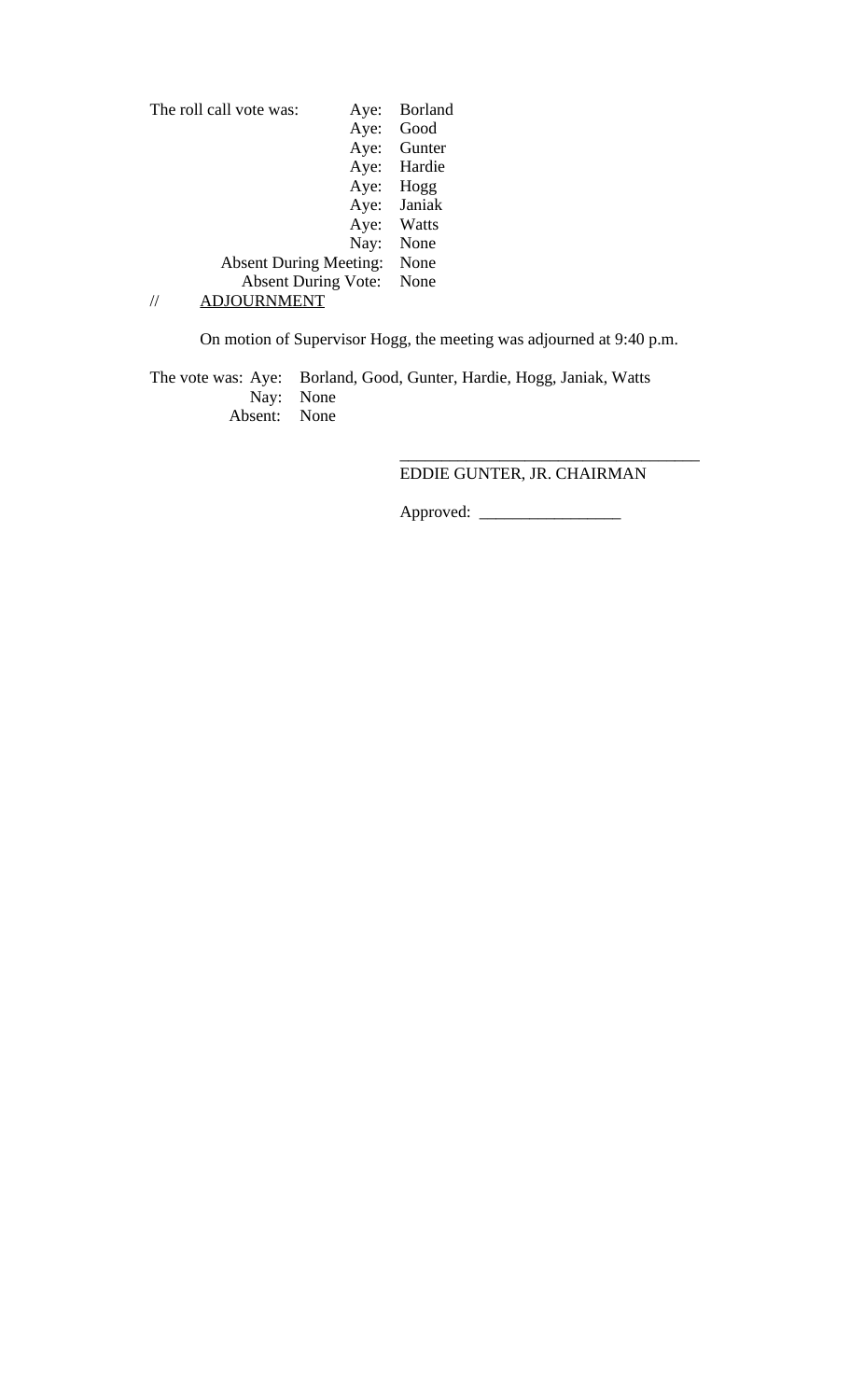The roll call vote was:

| | | |
|---|---|---|
| | Aye: | Borland |
| | Aye: | Good |
| | Aye: | Gunter |
| | Aye: | Hardie |
| | Aye: | Hogg |
| | Aye: | Janiak |
| | Aye: | Watts |
| | Nay: | None |
| | Absent During Meeting: | None |
| | Absent During Vote: | None |

// <u>ADJOURNMENT</u>

On motion of Supervisor Hogg, the meeting was adjourned at 9:40 p.m.

The vote was: Aye: Borland, Good, Gunter, Hardie, Hogg, Janiak, Watts
Nay: None
Absent: None

___________________________________
EDDIE GUNTER, JR. CHAIRMAN

Approved: _________________